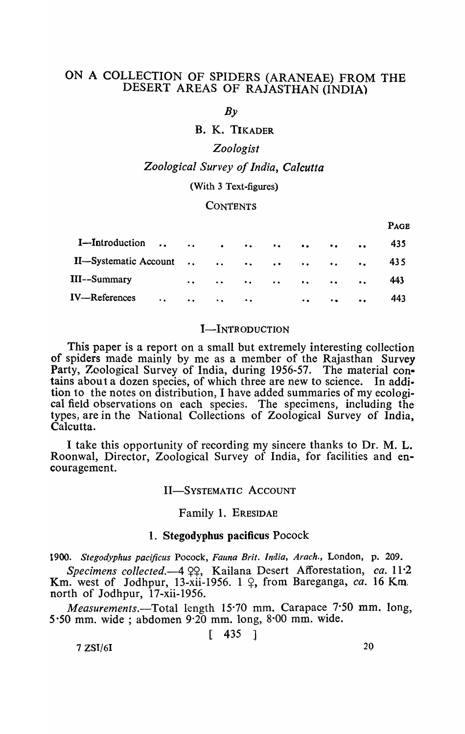# ON A COLLECTION OF SPIDERS (ARANEAE) FROM THE DESERT AREAS OF RAJASTHAN (INDIA)

*By*

B. K. TIKADER

*Zoologist*

*Zoological Survey of India, Calcutta*

(With 3 Text-figures)

CONTENTS

| | PAGE |
|---|---|
| I—Introduction | 435 |
| II—Systematic Account | 435 |
| III—Summary | 443 |
| IV—References | 443 |

## I—INTRODUCTION

This paper is a report on a small but extremely interesting collection of spiders made mainly by me as a member of the Rajasthan Survey Party, Zoological Survey of India, during 1956-57. The material contains about a dozen species, of which three are new to science. In addition to the notes on distribution, I have added summaries of my ecological field observations on each species. The specimens, including the types, are in the National Collections of Zoological Survey of India, Calcutta.

I take this opportunity of recording my sincere thanks to Dr. M. L. Roonwal, Director, Zoological Survey of India, for facilities and encouragement.

## II—SYSTEMATIC ACCOUNT

### Family 1. ERESIDAE

#### 1. Stegodyphus pacificus Pocock

1900. *Stegodyphus pacificus* Pocock, *Fauna Brit. India, Arach.*, London, p. 209.

*Specimens collected.*—4 ♀♀, Kailana Desert Afforestation, *ca.* 11·2 Km. west of Jodhpur, 13-xii-1956. 1 ♀, from Bareganga, *ca.* 16 Km. north of Jodhpur, 17-xii-1956.

*Measurements.*—Total length 15·70 mm. Carapace 7·50 mm. long, 5·50 mm. wide ; abdomen 9·20 mm. long, 8·00 mm. wide.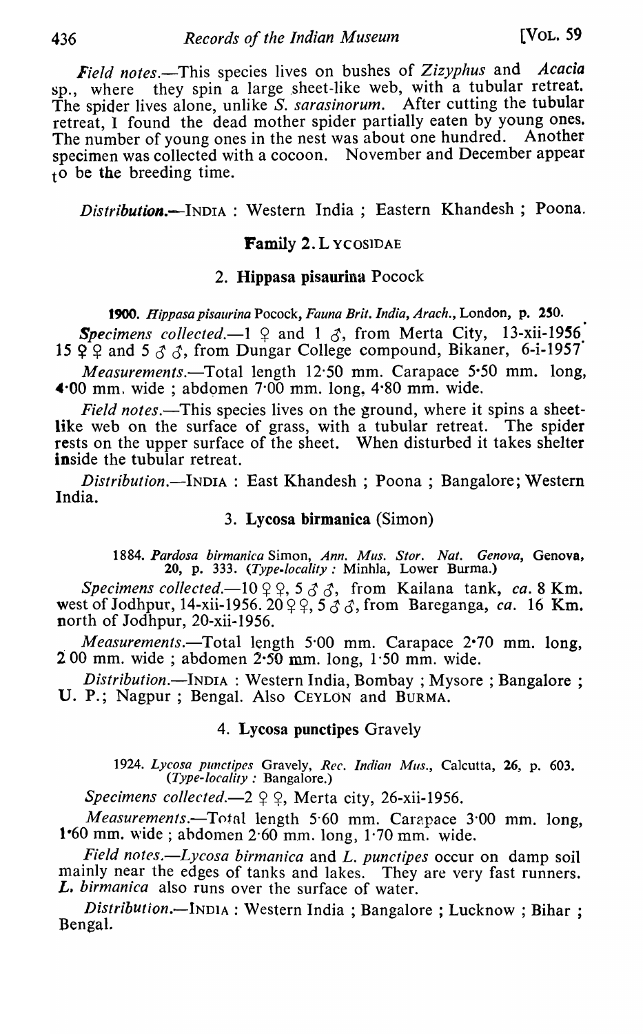*Field notes*.—This species lives on bushes of *Zizyphus* and *Acacia* sp., where they spin a large sheet-like web, with a tubular retreat. The spider lives alone, unlike *S. sarasinorum*. After cutting the tubular retreat, I found the dead mother spider partially eaten by young ones. The number of young ones in the nest was about one hundred. Another specimen was collected with a cocoon. November and December appear to be the breeding time.

*Distribution*.—INDIA : Western India ; Eastern Khandesh ; Poona.

## Family 2. LYCOSIDAE

### 2. Hippasa pisaurina Pocock

**1900.** *Hippasa pisaurina* Pocock, *Fauna Brit. India, Arach.*, London, p. 250.

*Specimens collected*.—1 ♀ and 1 ♂, from Merta City, 13-xii-1956. 15 ♀♀ and 5 ♂♂, from Dungar College compound, Bikaner, 6-i-1957.

*Measurements*.—Total length 12·50 mm. Carapace 5·50 mm. long, 4·00 mm. wide ; abdomen 7·00 mm. long, 4·80 mm. wide.

*Field notes*.—This species lives on the ground, where it spins a sheet-like web on the surface of grass, with a tubular retreat. The spider rests on the upper surface of the sheet. When disturbed it takes shelter inside the tubular retreat.

*Distribution*.—INDIA : East Khandesh ; Poona ; Bangalore; Western India.

### 3. Lycosa birmanica (Simon)

1884. *Pardosa birmanica* Simon, *Ann. Mus. Stor. Nat. Genova*, Genova, 20, p. 333. (*Type-locality* : Minhla, Lower Burma.)

*Specimens collected*.—10 ♀♀, 5 ♂♂, from Kailana tank, *ca.* 8 Km. west of Jodhpur, 14-xii-1956. 20 ♀♀, 5 ♂♂, from Bareganga, *ca.* 16 Km. north of Jodhpur, 20-xii-1956.

*Measurements*.—Total length 5·00 mm. Carapace 2·70 mm. long, 2·00 mm. wide ; abdomen 2·50 mm. long, 1·50 mm. wide.

*Distribution*.—INDIA : Western India, Bombay ; Mysore ; Bangalore ; U. P.; Nagpur ; Bengal. Also CEYLON and BURMA.

### 4. Lycosa punctipes Gravely

1924. *Lycosa punctipes* Gravely, *Rec. Indian Mus.*, Calcutta, 26, p. 603. (*Type-locality* : Bangalore.)

*Specimens collected*.—2 ♀♀, Merta city, 26-xii-1956.

*Measurements*.—Total length 5·60 mm. Carapace 3·00 mm. long, 1·60 mm. wide ; abdomen 2·60 mm. long, 1·70 mm. wide.

*Field notes*.—*Lycosa birmanica* and *L. punctipes* occur on damp soil mainly near the edges of tanks and lakes. They are very fast runners. *L. birmanica* also runs over the surface of water.

*Distribution*.—INDIA : Western India ; Bangalore ; Lucknow ; Bihar ; Bengal.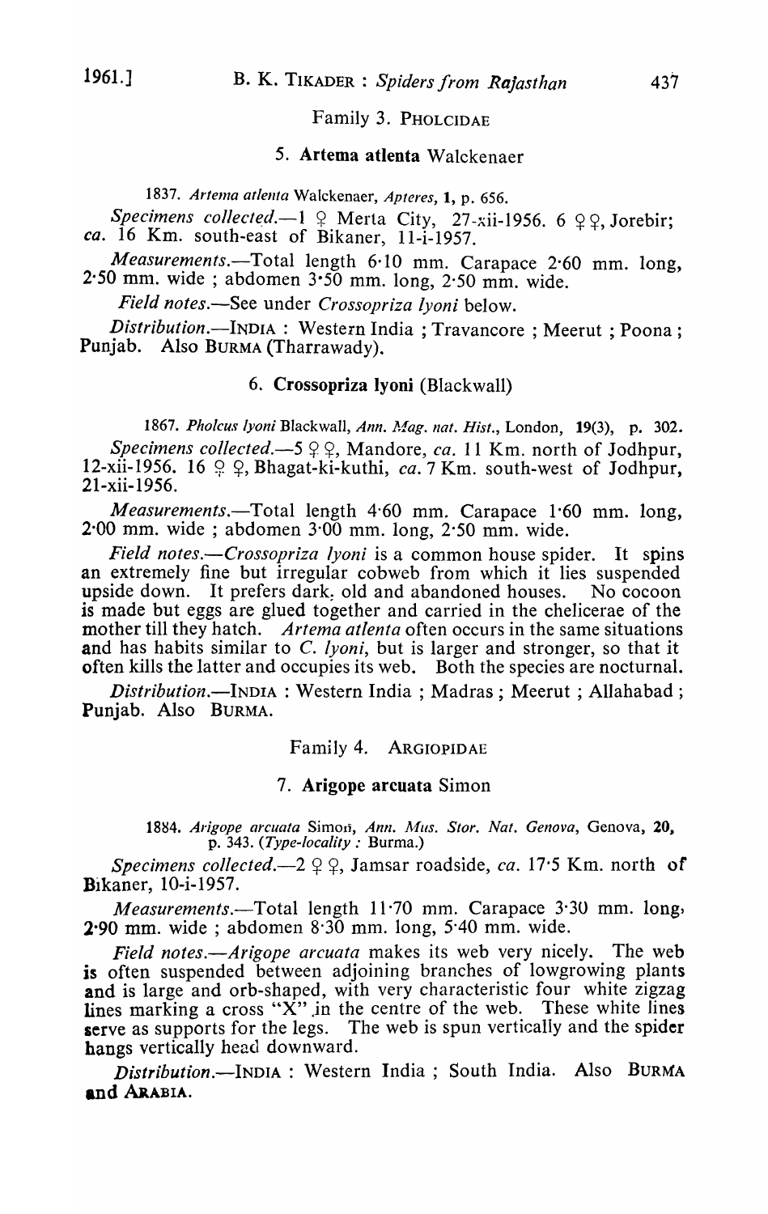## Family 3. PHOLCIDAE

### 5. **Artema atlenta** Walckenaer

1837. *Artema atlenta* Walckenaer, *Apteres*, **1**, p. 656.

*Specimens collected.*—1 ♀ Merta City, 27-xii-1956. 6 ♀♀, Jorebir; *ca.* 16 Km. south-east of Bikaner, 11-i-1957.

*Measurements.*—Total length 6·10 mm. Carapace 2·60 mm. long, 2·50 mm. wide ; abdomen 3·50 mm. long, 2·50 mm. wide.

*Field notes.*—See under *Crossopriza lyoni* below.

*Distribution.*—INDIA : Western India ; Travancore ; Meerut ; Poona ; Punjab. Also BURMA (Tharrawady).

### 6. **Crossopriza lyoni** (Blackwall)

1867. *Pholcus lyoni* Blackwall, *Ann. Mag. nat. Hist.*, London, **19**(3), p. 302.

*Specimens collected.*—5 ♀♀, Mandore, *ca.* 11 Km. north of Jodhpur, 12-xii-1956. 16 ♀♀, Bhagat-ki-kuthi, *ca.* 7 Km. south-west of Jodhpur, 21-xii-1956.

*Measurements.*—Total length 4·60 mm. Carapace 1·60 mm. long, 2·00 mm. wide ; abdomen 3·00 mm. long, 2·50 mm. wide.

*Field notes.*—*Crossopriza lyoni* is a common house spider. It spins an extremely fine but irregular cobweb from which it lies suspended upside down. It prefers dark, old and abandoned houses. No cocoon is made but eggs are glued together and carried in the chelicerae of the mother till they hatch. *Artema atlenta* often occurs in the same situations and has habits similar to *C. lyoni*, but is larger and stronger, so that it often kills the latter and occupies its web. Both the species are nocturnal.

*Distribution.*—INDIA : Western India ; Madras ; Meerut ; Allahabad ; Punjab. Also BURMA.

## Family 4. ARGIOPIDAE

### 7. **Arigope arcuata** Simon

1884. *Arigope arcuata* Simon, *Ann. Mus. Stor. Nat. Genova*, Genova, **20**, p. 343. (*Type-locality :* Burma.)

*Specimens collected.*—2 ♀♀, Jamsar roadside, *ca.* 17·5 Km. north of Bikaner, 10-i-1957.

*Measurements.*—Total length 11·70 mm. Carapace 3·30 mm. long, 2·90 mm. wide ; abdomen 8·30 mm. long, 5·40 mm. wide.

*Field notes.*—*Arigope arcuata* makes its web very nicely. The web is often suspended between adjoining branches of lowgrowing plants and is large and orb-shaped, with very characteristic four white zigzag lines marking a cross "X" in the centre of the web. These white lines serve as supports for the legs. The web is spun vertically and the spider hangs vertically head downward.

*Distribution.*—INDIA : Western India ; South India. Also BURMA and ARABIA.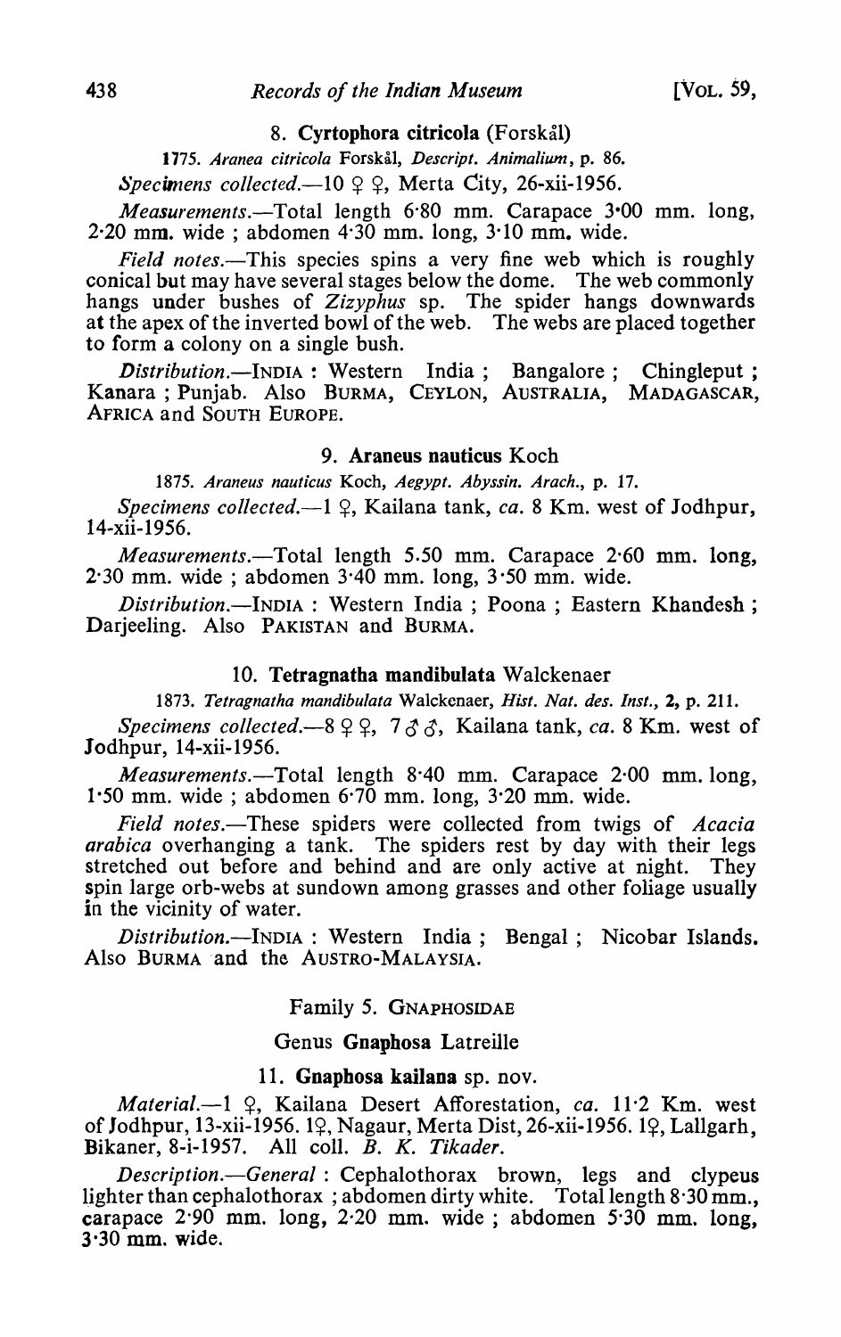### 8. **Cyrtophora citricola** (Forskål)

1775. *Aranea citricola* Forskål, *Descript. Animalium*, p. 86.

*Specimens collected.*—10 ♀ ♀, Merta City, 26-xii-1956.

*Measurements.*—Total length 6·80 mm. Carapace 3·00 mm. long, 2·20 mm. wide ; abdomen 4·30 mm. long, 3·10 mm. wide.

*Field notes.*—This species spins a very fine web which is roughly conical but may have several stages below the dome. The web commonly hangs under bushes of *Zizyphus* sp. The spider hangs downwards at the apex of the inverted bowl of the web. The webs are placed together to form a colony on a single bush.

*Distribution.*—INDIA : Western India ; Bangalore ; Chingleput ; Kanara ; Punjab. Also BURMA, CEYLON, AUSTRALIA, MADAGASCAR, AFRICA and SOUTH EUROPE.

### 9. **Araneus nauticus** Koch

1875. *Araneus nauticus* Koch, *Aegypt. Abyssin. Arach.*, p. 17.

*Specimens collected.*—1 ♀, Kailana tank, *ca.* 8 Km. west of Jodhpur, 14-xii-1956.

*Measurements.*—Total length 5·50 mm. Carapace 2·60 mm. long, 2·30 mm. wide ; abdomen 3·40 mm. long, 3·50 mm. wide.

*Distribution.*—INDIA : Western India ; Poona ; Eastern Khandesh ; Darjeeling. Also PAKISTAN and BURMA.

### 10. **Tetragnatha mandibulata** Walckenaer

1873. *Tetragnatha mandibulata* Walckenaer, *Hist. Nat. des. Inst.*, **2**, p. 211.

*Specimens collected.*—8 ♀ ♀, 7 ♂ ♂, Kailana tank, *ca.* 8 Km. west of Jodhpur, 14-xii-1956.

*Measurements.*—Total length 8·40 mm. Carapace 2·00 mm. long, 1·50 mm. wide ; abdomen 6·70 mm. long, 3·20 mm. wide.

*Field notes.*—These spiders were collected from twigs of *Acacia arabica* overhanging a tank. The spiders rest by day with their legs stretched out before and behind and are only active at night. They spin large orb-webs at sundown among grasses and other foliage usually in the vicinity of water.

*Distribution.*—INDIA : Western India ; Bengal ; Nicobar Islands. Also BURMA and the AUSTRO-MALAYSIA.

## Family 5. GNAPHOSIDAE

## Genus **Gnaphosa** Latreille

### 11. **Gnaphosa kailana** sp. nov.

*Material.*—1 ♀, Kailana Desert Afforestation, *ca.* 11·2 Km. west of Jodhpur, 13-xii-1956. 1♀, Nagaur, Merta Dist, 26-xii-1956. 1♀, Lallgarh, Bikaner, 8-i-1957. All coll. *B. K. Tikader.*

*Description.*—*General* : Cephalothorax brown, legs and clypeus lighter than cephalothorax ; abdomen dirty white. Total length 8·30 mm., carapace 2·90 mm. long, 2·20 mm. wide ; abdomen 5·30 mm. long, 3·30 mm. wide.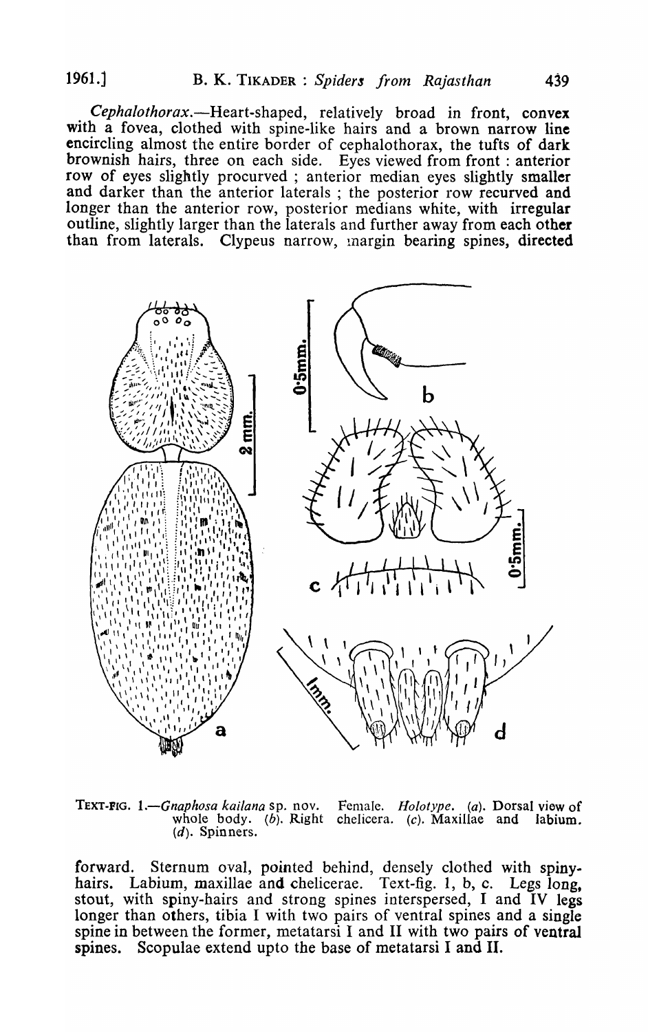*Cephalothorax*.—Heart-shaped, relatively broad in front, convex with a fovea, clothed with spine-like hairs and a brown narrow line encircling almost the entire border of cephalothorax, the tufts of dark brownish hairs, three on each side. Eyes viewed from front : anterior row of eyes slightly procurved ; anterior median eyes slightly smaller and darker than the anterior laterals ; the posterior row recurved and longer than the anterior row, posterior medians white, with irregular outline, slightly larger than the laterals and further away from each other than from laterals. Clypeus narrow, margin bearing spines, directed

TEXT-FIG. 1.—*Gnaphosa kailana* sp. nov. Female. *Holotype*. (*a*). Dorsal view of whole body. (*b*). Right chelicera. (*c*). Maxillae and labium. (*d*). Spinners.

forward. Sternum oval, pointed behind, densely clothed with spiny-hairs. Labium, maxillae and chelicerae. Text-fig. 1, b, c. Legs long, stout, with spiny-hairs and strong spines interspersed, I and IV legs longer than others, tibia I with two pairs of ventral spines and a single spine in between the former, metatarsi I and II with two pairs of ventral spines. Scopulae extend upto the base of metatarsi I and II.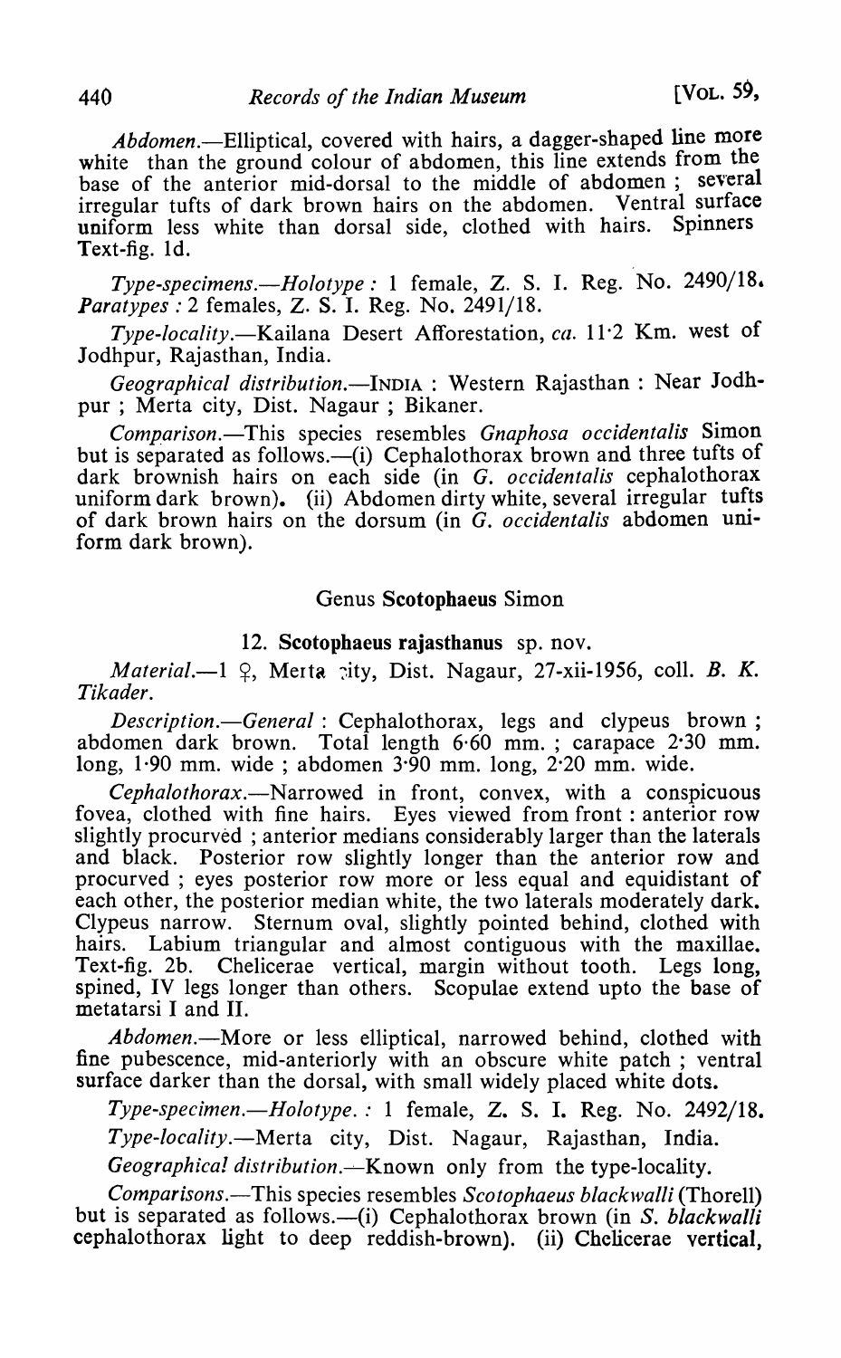*Abdomen*.—Elliptical, covered with hairs, a dagger-shaped line more white than the ground colour of abdomen, this line extends from the base of the anterior mid-dorsal to the middle of abdomen ; several irregular tufts of dark brown hairs on the abdomen. Ventral surface uniform less white than dorsal side, clothed with hairs. Spinners Text-fig. 1d.

*Type-specimens*.—*Holotype* : 1 female, Z. S. I. Reg. No. 2490/18. *Paratypes* : 2 females, Z. S. I. Reg. No. 2491/18.

*Type-locality*.—Kailana Desert Afforestation, *ca*. 11·2 Km. west of Jodhpur, Rajasthan, India.

*Geographical distribution*.—INDIA : Western Rajasthan : Near Jodhpur ; Merta city, Dist. Nagaur ; Bikaner.

*Comparison*.—This species resembles *Gnaphosa occidentalis* Simon but is separated as follows.—(i) Cephalothorax brown and three tufts of dark brownish hairs on each side (in *G. occidentalis* cephalothorax uniform dark brown). (ii) Abdomen dirty white, several irregular tufts of dark brown hairs on the dorsum (in *G. occidentalis* abdomen uniform dark brown).

## Genus Scotophaeus Simon

### 12. Scotophaeus rajasthanus sp. nov.

*Material*.—1 ♀, Merta city, Dist. Nagaur, 27-xii-1956, coll. *B. K. Tikader*.

*Description*.—*General* : Cephalothorax, legs and clypeus brown ; abdomen dark brown. Total length 6·60 mm. ; carapace 2·30 mm. long, 1·90 mm. wide ; abdomen 3·90 mm. long, 2·20 mm. wide.

*Cephalothorax*.—Narrowed in front, convex, with a conspicuous fovea, clothed with fine hairs. Eyes viewed from front : anterior row slightly procurved ; anterior medians considerably larger than the laterals and black. Posterior row slightly longer than the anterior row and procurved ; eyes posterior row more or less equal and equidistant of each other, the posterior median white, the two laterals moderately dark. Clypeus narrow. Sternum oval, slightly pointed behind, clothed with hairs. Labium triangular and almost contiguous with the maxillae. Text-fig. 2b. Chelicerae vertical, margin without tooth. Legs long, spined, IV legs longer than others. Scopulae extend upto the base of metatarsi I and II.

*Abdomen*.—More or less elliptical, narrowed behind, clothed with fine pubescence, mid-anteriorly with an obscure white patch ; ventral surface darker than the dorsal, with small widely placed white dots.

*Type-specimen*.—*Holotype*. : 1 female, Z. S. I. Reg. No. 2492/18.

*Type-locality*.—Merta city, Dist. Nagaur, Rajasthan, India.

*Geographical distribution*.—Known only from the type-locality.

*Comparisons*.—This species resembles *Scotophaeus blackwalli* (Thorell) but is separated as follows.—(i) Cephalothorax brown (in *S. blackwalli* cephalothorax light to deep reddish-brown). (ii) Chelicerae vertical,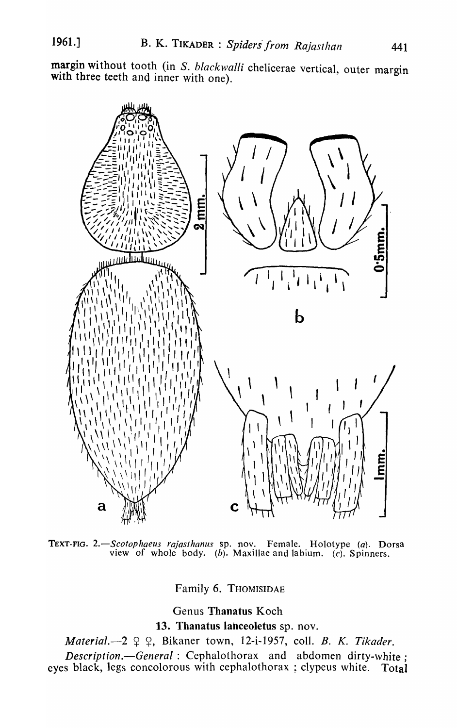margin without tooth (in *S. blackwalli* chelicerae vertical, outer margin with three teeth and inner with one).

TEXT-FIG. 2.—*Scotophaeus rajasthanus* sp. nov. Female. Holotype (*a*). Dorsa view of whole body. (*b*). Maxillae and labium. (*c*). Spinners.

## Family 6. THOMISIDAE

### Genus **Thanatus** Koch

### **13. Thanatus lanceoletus** sp. nov.

*Material.*—2 ♀ ♀, Bikaner town, 12-i-1957, coll. *B. K. Tikader.*

*Description.*—*General* : Cephalothorax and abdomen dirty-white ; eyes black, legs concolorous with cephalothorax ; clypeus white. Total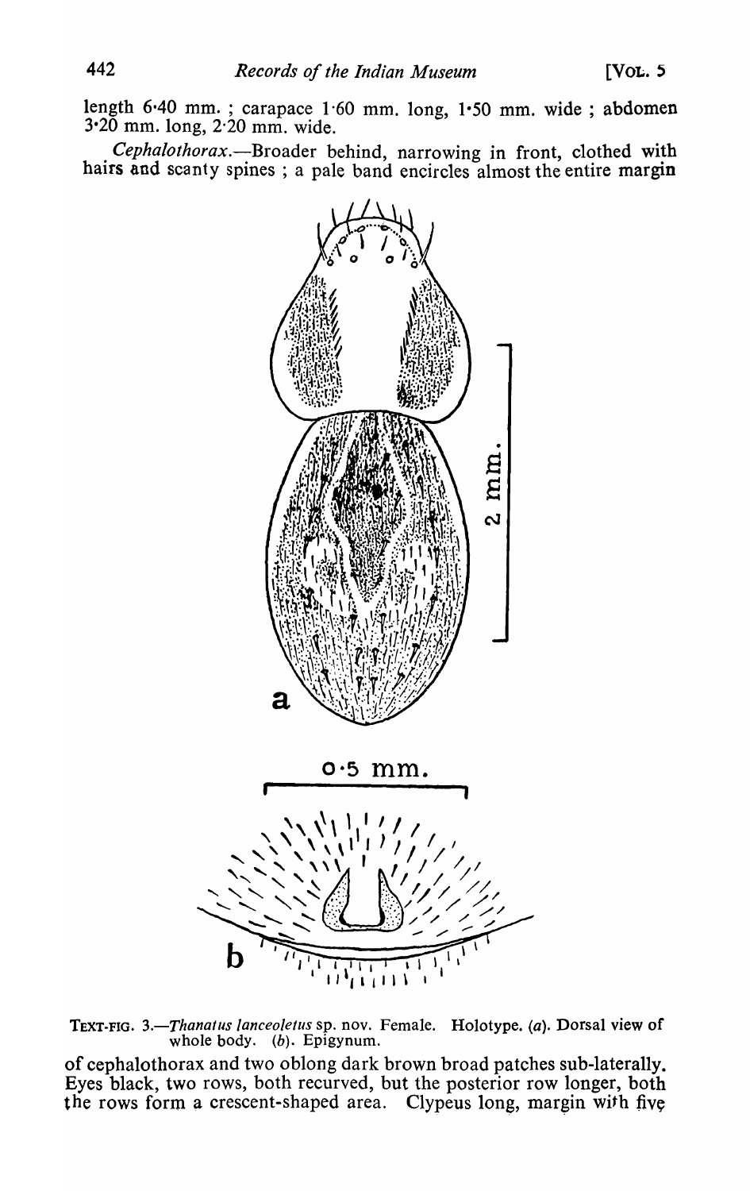length 6·40 mm. ; carapace 1·60 mm. long, 1·50 mm. wide ; abdomen 3·20 mm. long, 2·20 mm. wide.

*Cephalothorax.*—Broader behind, narrowing in front, clothed with hairs and scanty spines ; a pale band encircles almost the entire margin

TEXT-FIG. 3.—*Thanatus lanceoletus* sp. nov. Female. Holotype. (*a*). Dorsal view of whole body. (*b*). Epigynum.

of cephalothorax and two oblong dark brown broad patches sub-laterally. Eyes black, two rows, both recurved, but the posterior row longer, both the rows form a crescent-shaped area. Clypeus long, margin with five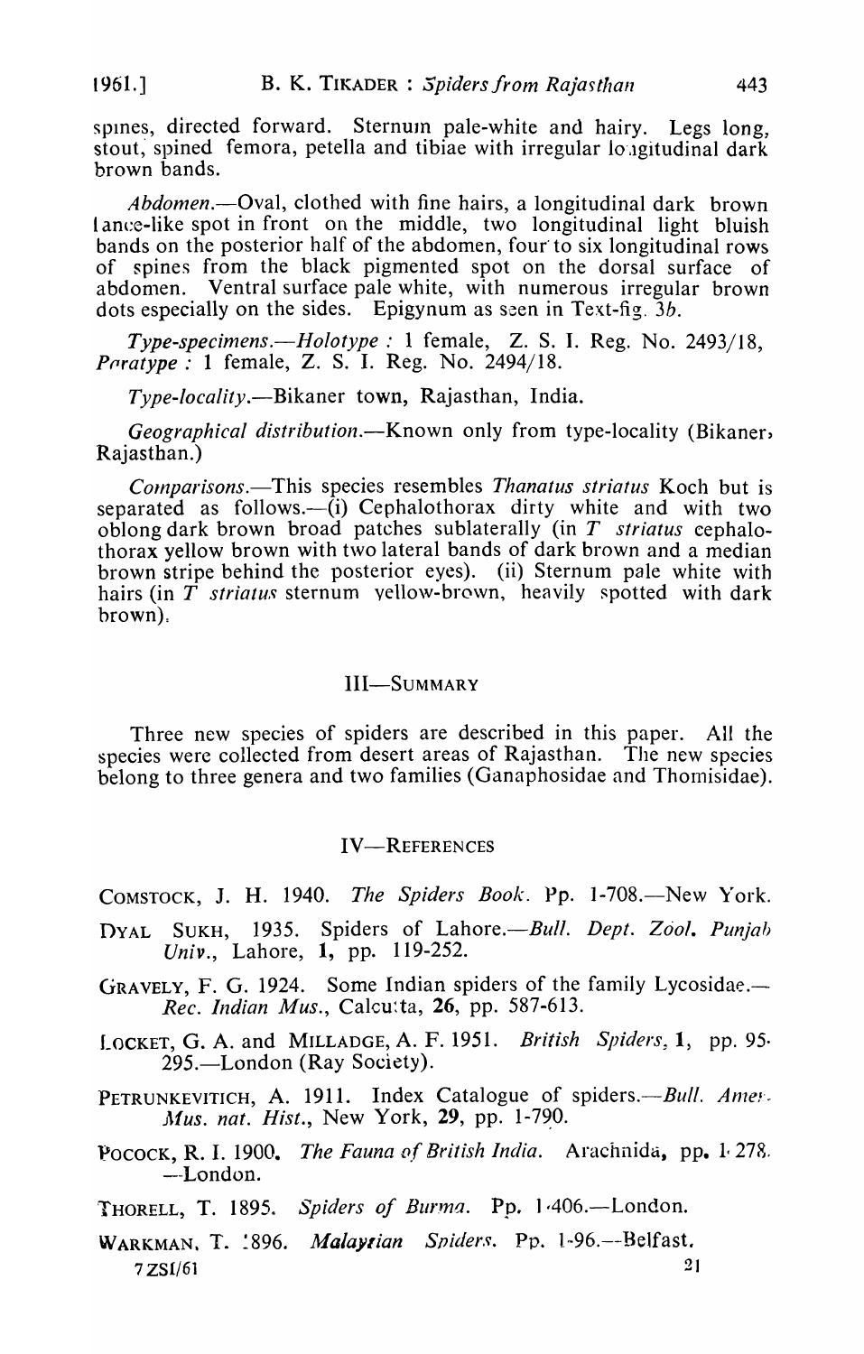spines, directed forward. Sternum pale-white and hairy. Legs long, stout, spined femora, petella and tibiae with irregular longitudinal dark brown bands.

*Abdomen*.—Oval, clothed with fine hairs, a longitudinal dark brown lance-like spot in front on the middle, two longitudinal light bluish bands on the posterior half of the abdomen, four to six longitudinal rows of spines from the black pigmented spot on the dorsal surface of abdomen. Ventral surface pale white, with numerous irregular brown dots especially on the sides. Epigynum as seen in Text-fig. 3*b*.

*Type-specimens*.—*Holotype* : 1 female, Z. S. I. Reg. No. 2493/18, *Paratype* : 1 female, Z. S. I. Reg. No. 2494/18.

*Type-locality*.—Bikaner town, Rajasthan, India.

*Geographical distribution*.—Known only from type-locality (Bikaner, Rajasthan.)

*Comparisons*.—This species resembles *Thanatus striatus* Koch but is separated as follows.—(i) Cephalothorax dirty white and with two oblong dark brown broad patches sublaterally (in *T striatus* cephalothorax yellow brown with two lateral bands of dark brown and a median brown stripe behind the posterior eyes). (ii) Sternum pale white with hairs (in *T striatus* sternum yellow-brown, heavily spotted with dark brown).

## III—SUMMARY

Three new species of spiders are described in this paper. All the species were collected from desert areas of Rajasthan. The new species belong to three genera and two families (Ganaphosidae and Thomisidae).

## IV—REFERENCES

COMSTOCK, J. H. 1940. *The Spiders Book*. Pp. 1-708.—New York.

DYAL SUKH, 1935. Spiders of Lahore.—*Bull. Dept. Zool. Punjab Univ.*, Lahore, **1**, pp. 119-252.

GRAVELY, F. G. 1924. Some Indian spiders of the family Lycosidae.—*Rec. Indian Mus.*, Calcutta, **26**, pp. 587-613.

LOCKET, G. A. and MILLADGE, A. F. 1951. *British Spiders*, **1**, pp. 95-295.—London (Ray Society).

PETRUNKEVITICH, A. 1911. Index Catalogue of spiders.—*Bull. Amer. Mus. nat. Hist.*, New York, **29**, pp. 1-790.

POCOCK, R. I. 1900. *The Fauna of British India*. Arachnida, pp. 1-278. —London.

THORELL, T. 1895. *Spiders of Burma*. Pp. 1-406.—London.

WARKMAN, T. 1896. *Malaysian Spiders*. Pp. 1-96.—Belfast.